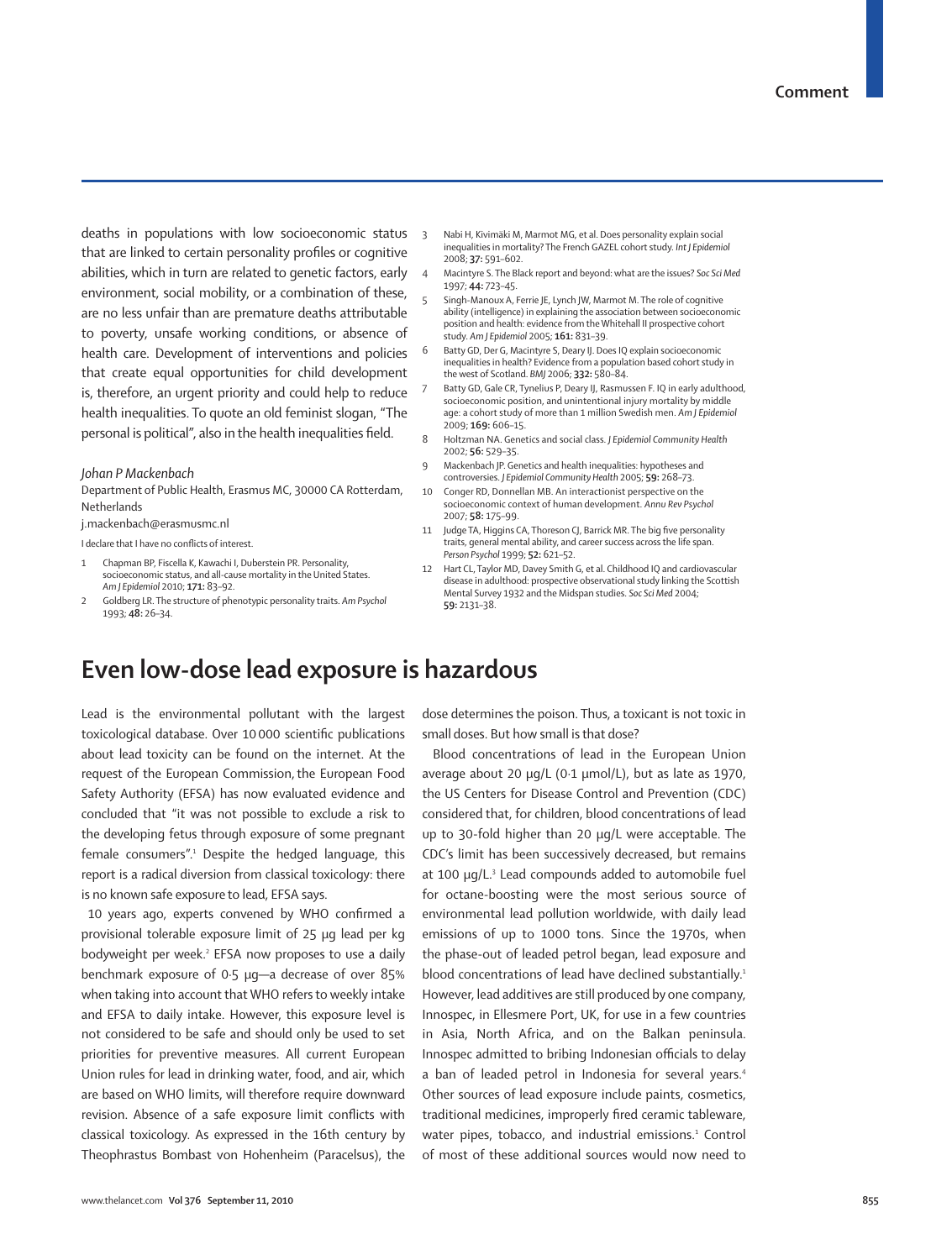deaths in populations with low socioeconomic status that are linked to certain personality profiles or cognitive abilities, which in turn are related to genetic factors, early environment, social mobility, or a combination of these, are no less unfair than are premature deaths attributable to poverty, unsafe working conditions, or absence of health care. Development of interventions and policies that create equal opportunities for child development is, therefore, an urgent priority and could help to reduce health inequalities. To quote an old feminist slogan, "The personal is political", also in the health inequalities field.

*Johan P Mackenbach*

Department of Public Health, Erasmus MC, 30000 CA Rotterdam, Netherlands

j.mackenbach@erasmusmc.nl

I declare that I have no conflicts of interest.

1. Chapman BP, Fiscella K, Kawachi I, Duberstein PR. Personality, socioeconomic status, and all-cause mortality in the United States. *Am J Epidemiol* 2010; **171:** 83–92.
2. Goldberg LR. The structure of phenotypic personality traits. *Am Psychol* 1993; **48:** 26–34.
3. Nabi H, Kivimäki M, Marmot MG, et al. Does personality explain social inequalities in mortality? The French GAZEL cohort study. *Int J Epidemiol* 2008; **37:** 591–602.
4. Macintyre S. The Black report and beyond: what are the issues? *Soc Sci Med* 1997; **44:** 723–45.
5. Singh-Manoux A, Ferrie JE, Lynch JW, Marmot M. The role of cognitive ability (intelligence) in explaining the association between socioeconomic position and health: evidence from the Whitehall II prospective cohort study. *Am J Epidemiol* 2005; **161:** 831–39.
6. Batty GD, Der G, Macintyre S, Deary IJ. Does IQ explain socioeconomic inequalities in health? Evidence from a population based cohort study in the west of Scotland. *BMJ* 2006; **332:** 580–84.
7. Batty GD, Gale CR, Tynelius P, Deary IJ, Rasmussen F. IQ in early adulthood, socioeconomic position, and unintentional injury mortality by middle age: a cohort study of more than 1 million Swedish men. *Am J Epidemiol* 2009; **169:** 606–15.
8. Holtzman NA. Genetics and social class. *J Epidemiol Community Health* 2002; **56:** 529–35.
9. Mackenbach JP. Genetics and health inequalities: hypotheses and controversies. *J Epidemiol Community Health* 2005; **59:** 268–73.
10. Conger RD, Donnellan MB. An interactionist perspective on the socioeconomic context of human development. *Annu Rev Psychol* 2007; **58:** 175–99.
11. Judge TA, Higgins CA, Thoreson CJ, Barrick MR. The big five personality traits, general mental ability, and career success across the life span. *Person Psychol* 1999; **52:** 621–52.
12. Hart CL, Taylor MD, Davey Smith G, et al. Childhood IQ and cardiovascular disease in adulthood: prospective observational study linking the Scottish Mental Survey 1932 and the Midspan studies. *Soc Sci Med* 2004; **59:** 2131–38.

# Even low-dose lead exposure is hazardous

Lead is the environmental pollutant with the largest toxicological database. Over 10 000 scientific publications about lead toxicity can be found on the internet. At the request of the European Commission, the European Food Safety Authority (EFSA) has now evaluated evidence and concluded that "it was not possible to exclude a risk to the developing fetus through exposure of some pregnant female consumers".[1] Despite the hedged language, this report is a radical diversion from classical toxicology: there is no known safe exposure to lead, EFSA says.

10 years ago, experts convened by WHO confirmed a provisional tolerable exposure limit of 25 μg lead per kg bodyweight per week.[2] EFSA now proposes to use a daily benchmark exposure of 0·5 μg—a decrease of over 85% when taking into account that WHO refers to weekly intake and EFSA to daily intake. However, this exposure level is not considered to be safe and should only be used to set priorities for preventive measures. All current European Union rules for lead in drinking water, food, and air, which are based on WHO limits, will therefore require downward revision. Absence of a safe exposure limit conflicts with classical toxicology. As expressed in the 16th century by Theophrastus Bombast von Hohenheim (Paracelsus), the dose determines the poison. Thus, a toxicant is not toxic in small doses. But how small is that dose?

Blood concentrations of lead in the European Union average about 20 μg/L (0·1 μmol/L), but as late as 1970, the US Centers for Disease Control and Prevention (CDC) considered that, for children, blood concentrations of lead up to 30-fold higher than 20 μg/L were acceptable. The CDC's limit has been successively decreased, but remains at 100 μg/L.[3] Lead compounds added to automobile fuel for octane-boosting were the most serious source of environmental lead pollution worldwide, with daily lead emissions of up to 1000 tons. Since the 1970s, when the phase-out of leaded petrol began, lead exposure and blood concentrations of lead have declined substantially.[1] However, lead additives are still produced by one company, Innospec, in Ellesmere Port, UK, for use in a few countries in Asia, North Africa, and on the Balkan peninsula. Innospec admitted to bribing Indonesian officials to delay a ban of leaded petrol in Indonesia for several years.[4] Other sources of lead exposure include paints, cosmetics, traditional medicines, improperly fired ceramic tableware, water pipes, tobacco, and industrial emissions.[1] Control of most of these additional sources would now need to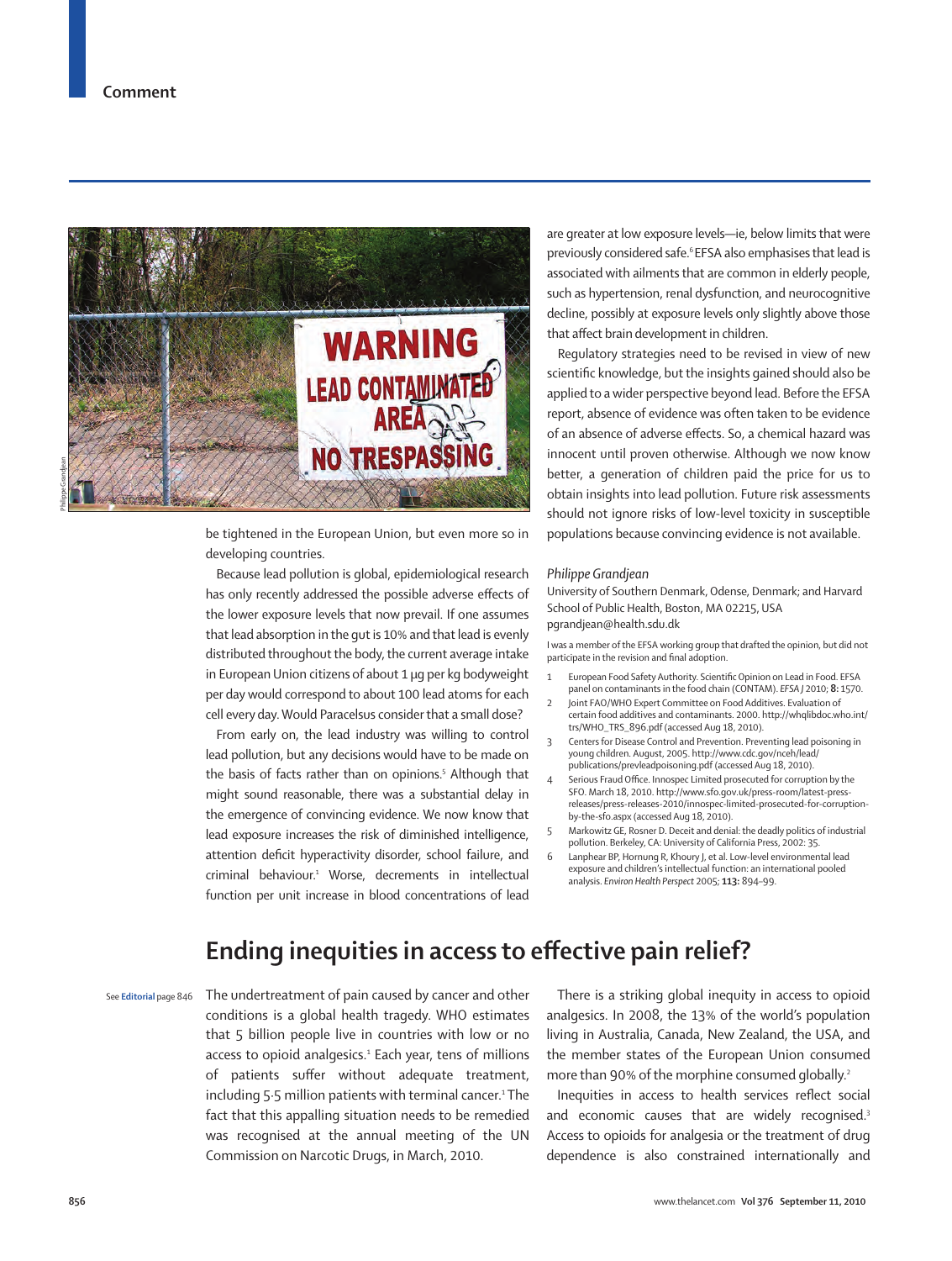be tightened in the European Union, but even more so in developing countries.

Because lead pollution is global, epidemiological research has only recently addressed the possible adverse effects of the lower exposure levels that now prevail. If one assumes that lead absorption in the gut is 10% and that lead is evenly distributed throughout the body, the current average intake in European Union citizens of about 1 μg per kg bodyweight per day would correspond to about 100 lead atoms for each cell every day. Would Paracelsus consider that a small dose?

From early on, the lead industry was willing to control lead pollution, but any decisions would have to be made on the basis of facts rather than on opinions.[5] Although that might sound reasonable, there was a substantial delay in the emergence of convincing evidence. We now know that lead exposure increases the risk of diminished intelligence, attention deficit hyperactivity disorder, school failure, and criminal behaviour.[1] Worse, decrements in intellectual function per unit increase in blood concentrations of lead are greater at low exposure levels—ie, below limits that were previously considered safe.[6] EFSA also emphasises that lead is associated with ailments that are common in elderly people, such as hypertension, renal dysfunction, and neurocognitive decline, possibly at exposure levels only slightly above those that affect brain development in children.

Regulatory strategies need to be revised in view of new scientific knowledge, but the insights gained should also be applied to a wider perspective beyond lead. Before the EFSA report, absence of evidence was often taken to be evidence of an absence of adverse effects. So, a chemical hazard was innocent until proven otherwise. Although we now know better, a generation of children paid the price for us to obtain insights into lead pollution. Future risk assessments should not ignore risks of low-level toxicity in susceptible populations because convincing evidence is not available.

*Philippe Grandjean*

University of Southern Denmark, Odense, Denmark; and Harvard School of Public Health, Boston, MA 02215, USA
pgrandjean@health.sdu.dk

I was a member of the EFSA working group that drafted the opinion, but did not participate in the revision and final adoption.

1. European Food Safety Authority. Scientific Opinion on Lead in Food. EFSA panel on contaminants in the food chain (CONTAM). *EFSA J* 2010; **8:** 1570.
2. Joint FAO/WHO Expert Committee on Food Additives. Evaluation of certain food additives and contaminants. 2000. http://whqlibdoc.who.int/trs/WHO_TRS_896.pdf (accessed Aug 18, 2010).
3. Centers for Disease Control and Prevention. Preventing lead poisoning in young children. August, 2005. http://www.cdc.gov/nceh/lead/publications/prevleadpoisoning.pdf (accessed Aug 18, 2010).
4. Serious Fraud Office. Innospec Limited prosecuted for corruption by the SFO. March 18, 2010. http://www.sfo.gov.uk/press-room/latest-press-releases/press-releases-2010/innospec-limited-prosecuted-for-corruption-by-the-sfo.aspx (accessed Aug 18, 2010).
5. Markowitz GE, Rosner D. Deceit and denial: the deadly politics of industrial pollution. Berkeley, CA: University of California Press, 2002: 35.
6. Lanphear BP, Hornung R, Khoury J, et al. Low-level environmental lead exposure and children's intellectual function: an international pooled analysis. *Environ Health Perspect* 2005; **113:** 894–99.

# Ending inequities in access to effective pain relief?

See **Editorial** page 846

The undertreatment of pain caused by cancer and other conditions is a global health tragedy. WHO estimates that 5 billion people live in countries with low or no access to opioid analgesics.[1] Each year, tens of millions of patients suffer without adequate treatment, including 5·5 million patients with terminal cancer.[1] The fact that this appalling situation needs to be remedied was recognised at the annual meeting of the UN Commission on Narcotic Drugs, in March, 2010.

There is a striking global inequity in access to opioid analgesics. In 2008, the 13% of the world's population living in Australia, Canada, New Zealand, the USA, and the member states of the European Union consumed more than 90% of the morphine consumed globally.[2]

Inequities in access to health services reflect social and economic causes that are widely recognised.[3] Access to opioids for analgesia or the treatment of drug dependence is also constrained internationally and